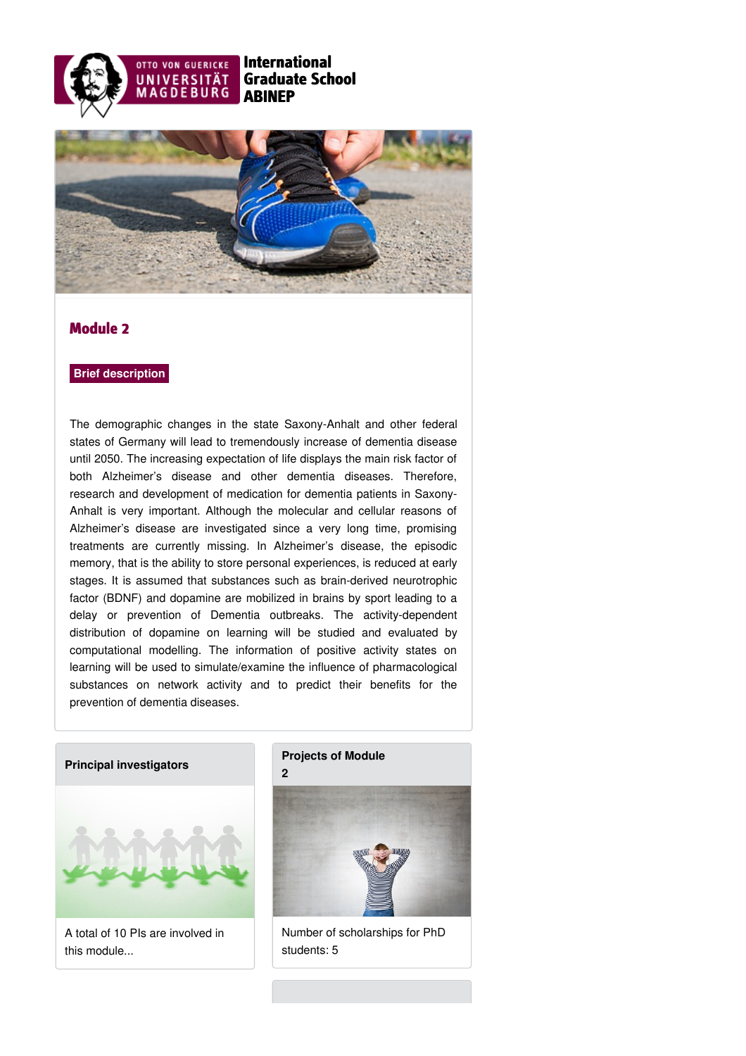International Graduate School ABINEP

# Module 2

**Brief description**

The demographic changes in the state Saxony-Anhalt and other federal states of Germany will lead to tremendously increase of dementia disease until 2050. The increasing expectation of life displays the main risk factor of both Alzheimer's disease and other dementia diseases. Therefore, research and development of medication for dementia patients in Saxony-Anhalt is very important. Although the molecular and cellular reasons of Alzheimer's disease are investigated since a very long time, promising treatments are currently missing. In Alzheimer's disease, the episodic memory, that is the ability to store personal experiences, is reduced at early stages. It is assumed that substances such as brain-derived neurotrophic factor (BDNF) and dopamine are mobilized in brains by sport leading to a delay or prevention of Dementia outbreaks. The activity-dependent distribution of dopamine on learning will be studied and evaluated by computational modelling. The information of positive activity states on learning will be used to simulate/examine the influence of pharmacological substances on network activity and to predict their benefits for the prevention of dementia diseases.

**Principal investigators**

A total of 10 PIs are involved in this module...

**Projects of Module 2**

Number of scholarships for PhD students: 5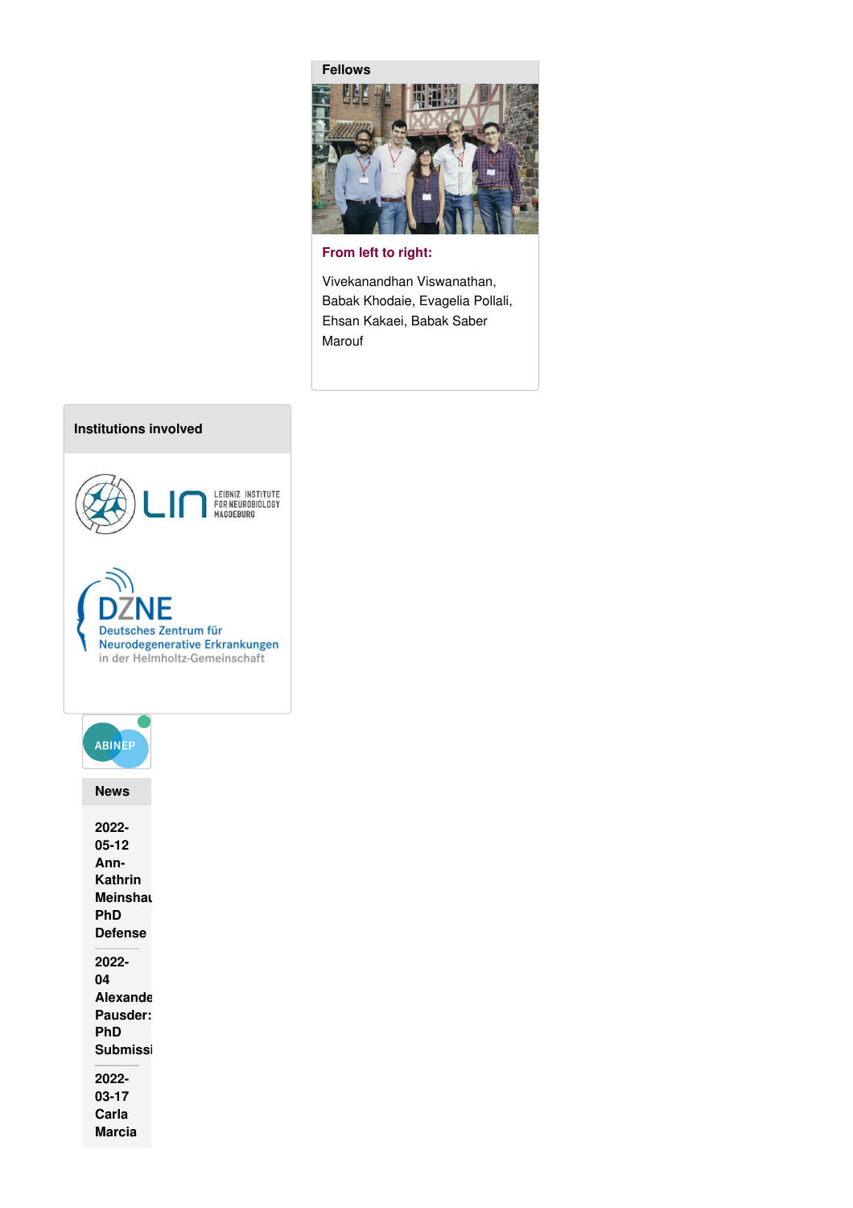### Fellows

**From left to right:**

Vivekanandhan Viswanathan, Babak Khodaie, Evagelia Pollali, Ehsan Kakaei, Babak Saber Marouf

### Institutions involved

LIN LEIBNIZ INSTITUTE FOR NEUROBIOLOGY MAGDEBURG

DZNE Deutsches Zentrum für Neurodegenerative Erkrankungen in der Helmholtz-Gemeinschaft

ABINEP

### News

**2022-05-12 Ann-Kathrin Meinshau PhD Defense**

**2022-04 Alexande Pausder: PhD Submissi**

**2022-03-17 Carla Marcia**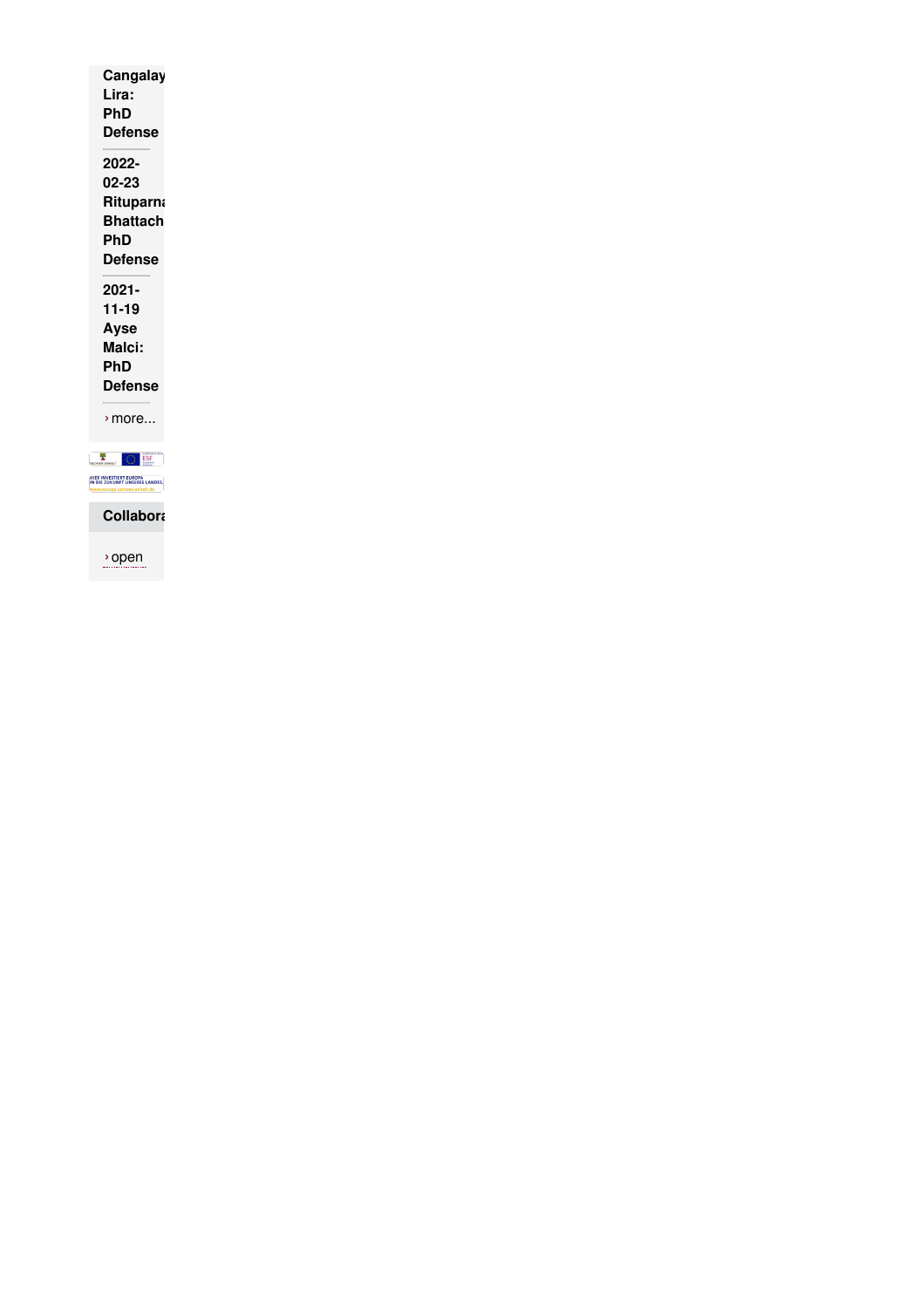**Cangalay Lira: PhD Defense**

---

**2022-02-23 Rituparna Bhattach PhD Defense**

---

**2021-11-19 Ayse Malci: PhD Defense**

---

› more...

**Collabora**

› open